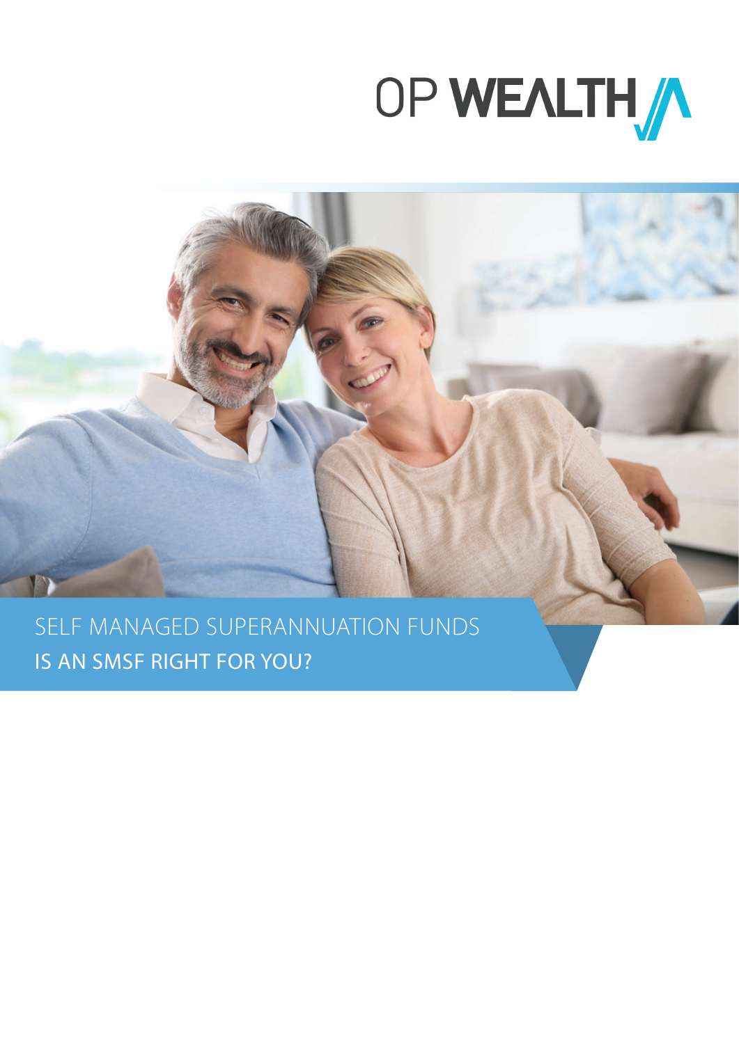# OP WEALTH

## SELF MANAGED SUPERANNUATION FUNDS

## IS AN SMSF RIGHT FOR YOU?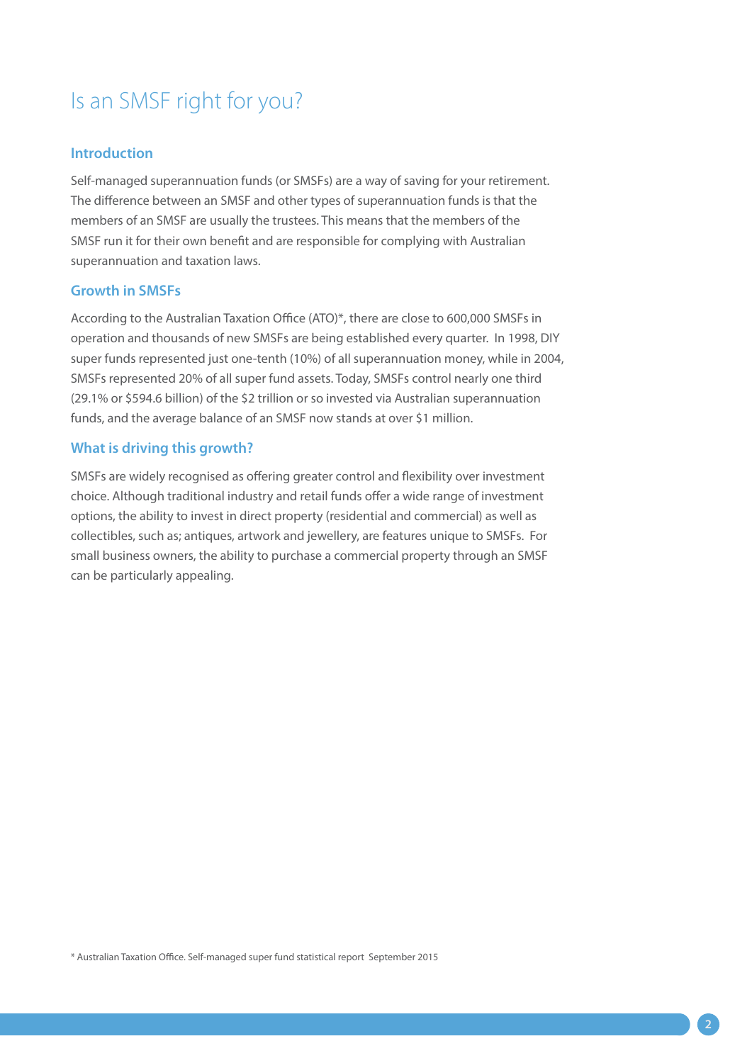# Is an SMSF right for you?

## Introduction

Self-managed superannuation funds (or SMSFs) are a way of saving for your retirement. The difference between an SMSF and other types of superannuation funds is that the members of an SMSF are usually the trustees. This means that the members of the SMSF run it for their own benefit and are responsible for complying with Australian superannuation and taxation laws.

## Growth in SMSFs

According to the Australian Taxation Office (ATO)*, there are close to 600,000 SMSFs in operation and thousands of new SMSFs are being established every quarter. In 1998, DIY super funds represented just one-tenth (10%) of all superannuation money, while in 2004, SMSFs represented 20% of all super fund assets. Today, SMSFs control nearly one third (29.1% or $594.6 billion) of the $2 trillion or so invested via Australian superannuation funds, and the average balance of an SMSF now stands at over $1 million.

## What is driving this growth?

SMSFs are widely recognised as offering greater control and flexibility over investment choice. Although traditional industry and retail funds offer a wide range of investment options, the ability to invest in direct property (residential and commercial) as well as collectibles, such as; antiques, artwork and jewellery, are features unique to SMSFs. For small business owners, the ability to purchase a commercial property through an SMSF can be particularly appealing.

* Australian Taxation Office. Self-managed super fund statistical report September 2015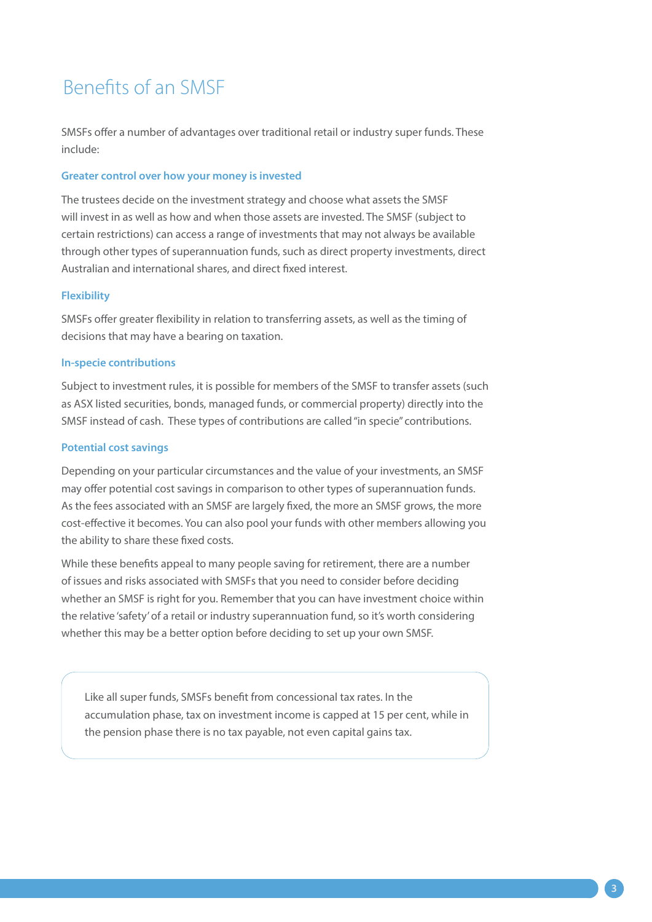# Benefits of an SMSF

SMSFs offer a number of advantages over traditional retail or industry super funds. These include:

### Greater control over how your money is invested

The trustees decide on the investment strategy and choose what assets the SMSF will invest in as well as how and when those assets are invested. The SMSF (subject to certain restrictions) can access a range of investments that may not always be available through other types of superannuation funds, such as direct property investments, direct Australian and international shares, and direct fixed interest.

### Flexibility

SMSFs offer greater flexibility in relation to transferring assets, as well as the timing of decisions that may have a bearing on taxation.

### In-specie contributions

Subject to investment rules, it is possible for members of the SMSF to transfer assets (such as ASX listed securities, bonds, managed funds, or commercial property) directly into the SMSF instead of cash. These types of contributions are called "in specie" contributions.

### Potential cost savings

Depending on your particular circumstances and the value of your investments, an SMSF may offer potential cost savings in comparison to other types of superannuation funds. As the fees associated with an SMSF are largely fixed, the more an SMSF grows, the more cost-effective it becomes. You can also pool your funds with other members allowing you the ability to share these fixed costs.

While these benefits appeal to many people saving for retirement, there are a number of issues and risks associated with SMSFs that you need to consider before deciding whether an SMSF is right for you. Remember that you can have investment choice within the relative 'safety' of a retail or industry superannuation fund, so it's worth considering whether this may be a better option before deciding to set up your own SMSF.

> Like all super funds, SMSFs benefit from concessional tax rates. In the accumulation phase, tax on investment income is capped at 15 per cent, while in the pension phase there is no tax payable, not even capital gains tax.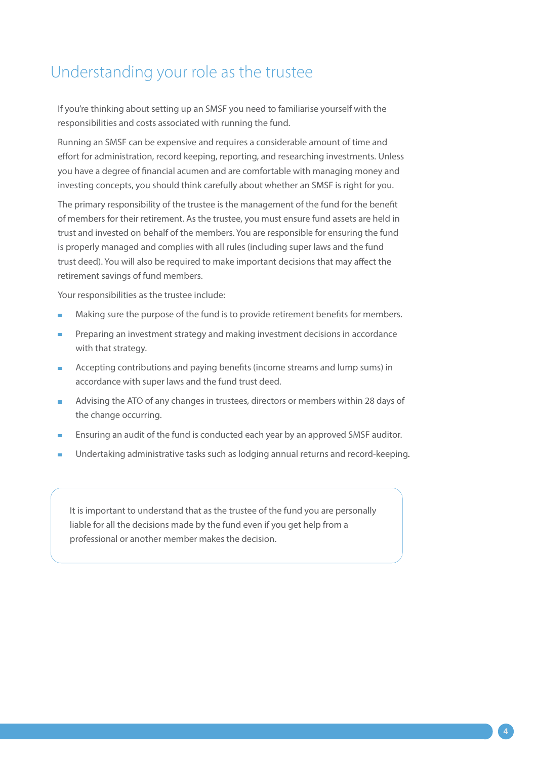# Understanding your role as the trustee

If you're thinking about setting up an SMSF you need to familiarise yourself with the responsibilities and costs associated with running the fund.

Running an SMSF can be expensive and requires a considerable amount of time and effort for administration, record keeping, reporting, and researching investments. Unless you have a degree of financial acumen and are comfortable with managing money and investing concepts, you should think carefully about whether an SMSF is right for you.

The primary responsibility of the trustee is the management of the fund for the benefit of members for their retirement. As the trustee, you must ensure fund assets are held in trust and invested on behalf of the members. You are responsible for ensuring the fund is properly managed and complies with all rules (including super laws and the fund trust deed). You will also be required to make important decisions that may affect the retirement savings of fund members.

Your responsibilities as the trustee include:

- Making sure the purpose of the fund is to provide retirement benefits for members.
- Preparing an investment strategy and making investment decisions in accordance with that strategy.
- Accepting contributions and paying benefits (income streams and lump sums) in accordance with super laws and the fund trust deed.
- Advising the ATO of any changes in trustees, directors or members within 28 days of the change occurring.
- Ensuring an audit of the fund is conducted each year by an approved SMSF auditor.
- Undertaking administrative tasks such as lodging annual returns and record-keeping.

> It is important to understand that as the trustee of the fund you are personally liable for all the decisions made by the fund even if you get help from a professional or another member makes the decision.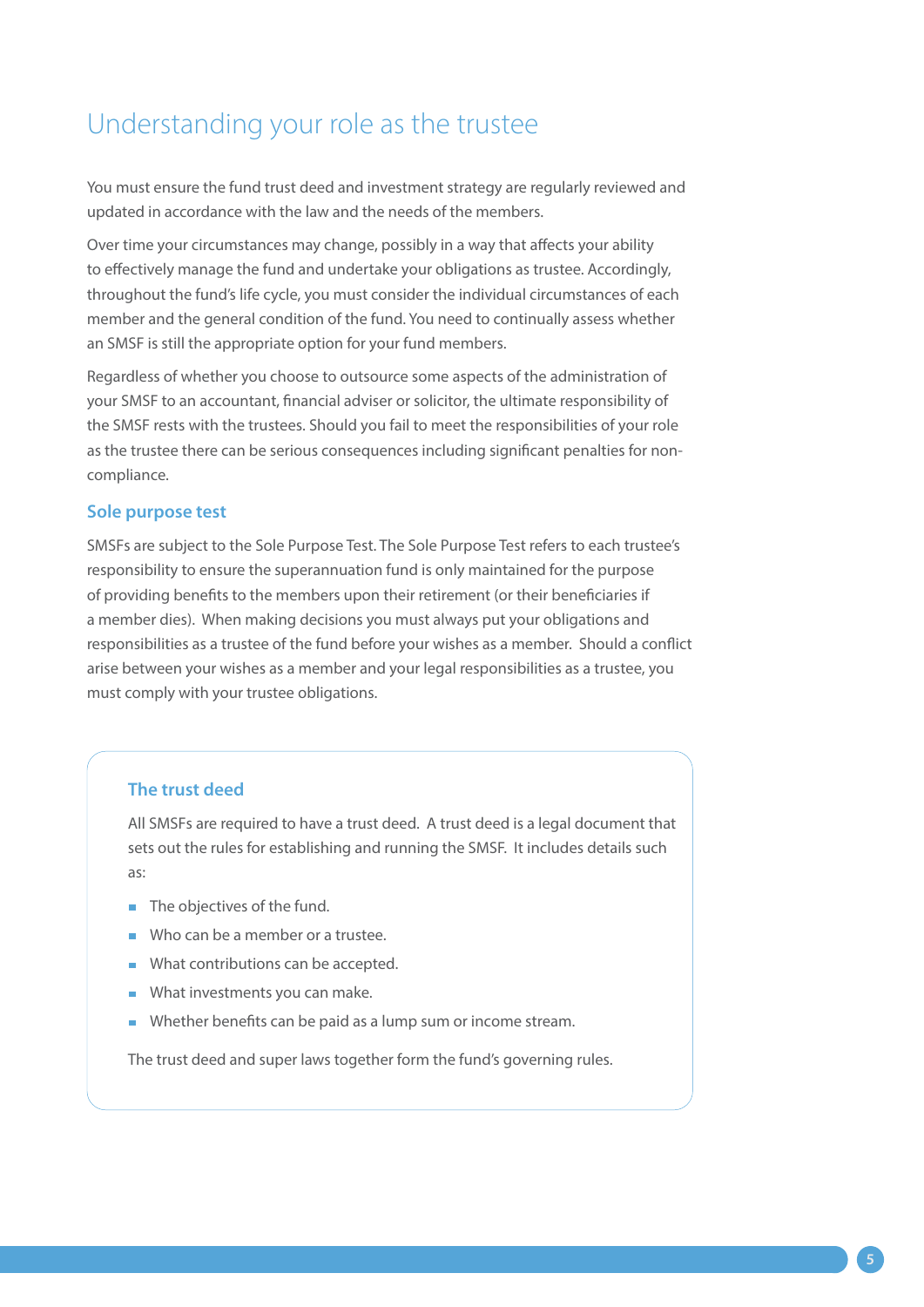# Understanding your role as the trustee

You must ensure the fund trust deed and investment strategy are regularly reviewed and updated in accordance with the law and the needs of the members.

Over time your circumstances may change, possibly in a way that affects your ability to effectively manage the fund and undertake your obligations as trustee. Accordingly, throughout the fund's life cycle, you must consider the individual circumstances of each member and the general condition of the fund. You need to continually assess whether an SMSF is still the appropriate option for your fund members.

Regardless of whether you choose to outsource some aspects of the administration of your SMSF to an accountant, financial adviser or solicitor, the ultimate responsibility of the SMSF rests with the trustees. Should you fail to meet the responsibilities of your role as the trustee there can be serious consequences including significant penalties for non-compliance.

## Sole purpose test

SMSFs are subject to the Sole Purpose Test. The Sole Purpose Test refers to each trustee's responsibility to ensure the superannuation fund is only maintained for the purpose of providing benefits to the members upon their retirement (or their beneficiaries if a member dies). When making decisions you must always put your obligations and responsibilities as a trustee of the fund before your wishes as a member. Should a conflict arise between your wishes as a member and your legal responsibilities as a trustee, you must comply with your trustee obligations.

## The trust deed

All SMSFs are required to have a trust deed. A trust deed is a legal document that sets out the rules for establishing and running the SMSF. It includes details such as:

- The objectives of the fund.
- Who can be a member or a trustee.
- What contributions can be accepted.
- What investments you can make.
- Whether benefits can be paid as a lump sum or income stream.

The trust deed and super laws together form the fund's governing rules.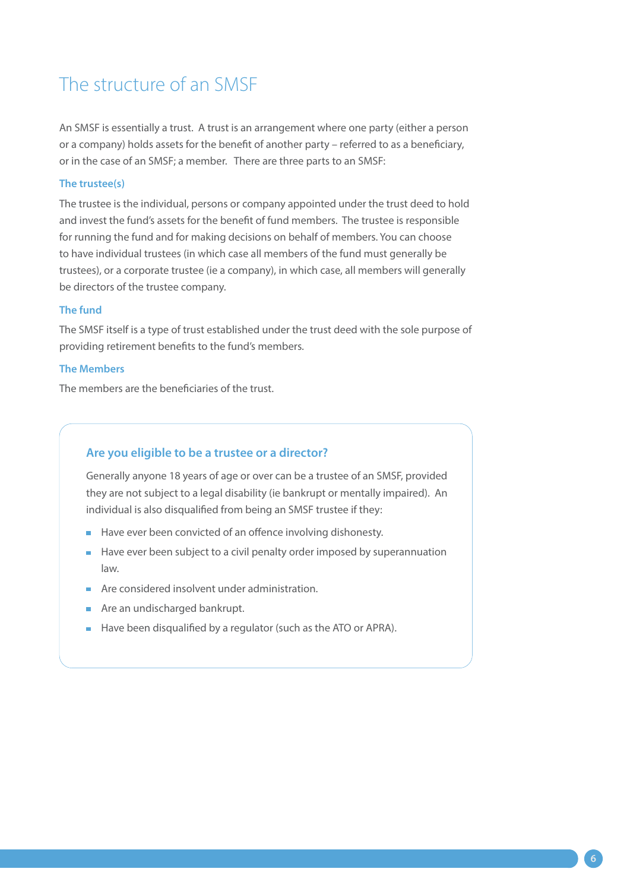# The structure of an SMSF

An SMSF is essentially a trust. A trust is an arrangement where one party (either a person or a company) holds assets for the benefit of another party – referred to as a beneficiary, or in the case of an SMSF; a member. There are three parts to an SMSF:

### The trustee(s)

The trustee is the individual, persons or company appointed under the trust deed to hold and invest the fund's assets for the benefit of fund members. The trustee is responsible for running the fund and for making decisions on behalf of members. You can choose to have individual trustees (in which case all members of the fund must generally be trustees), or a corporate trustee (ie a company), in which case, all members will generally be directors of the trustee company.

### The fund

The SMSF itself is a type of trust established under the trust deed with the sole purpose of providing retirement benefits to the fund's members.

### The Members

The members are the beneficiaries of the trust.

### Are you eligible to be a trustee or a director?

Generally anyone 18 years of age or over can be a trustee of an SMSF, provided they are not subject to a legal disability (ie bankrupt or mentally impaired). An individual is also disqualified from being an SMSF trustee if they:

- Have ever been convicted of an offence involving dishonesty.
- Have ever been subject to a civil penalty order imposed by superannuation law.
- Are considered insolvent under administration.
- Are an undischarged bankrupt.
- Have been disqualified by a regulator (such as the ATO or APRA).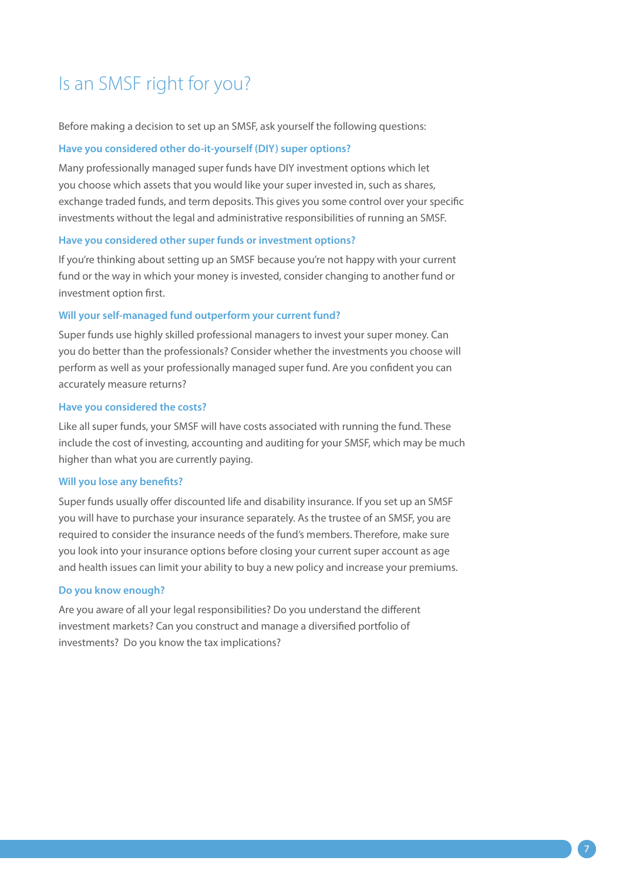# Is an SMSF right for you?

Before making a decision to set up an SMSF, ask yourself the following questions:

### Have you considered other do-it-yourself (DIY) super options?

Many professionally managed super funds have DIY investment options which let you choose which assets that you would like your super invested in, such as shares, exchange traded funds, and term deposits. This gives you some control over your specific investments without the legal and administrative responsibilities of running an SMSF.

### Have you considered other super funds or investment options?

If you're thinking about setting up an SMSF because you're not happy with your current fund or the way in which your money is invested, consider changing to another fund or investment option first.

### Will your self-managed fund outperform your current fund?

Super funds use highly skilled professional managers to invest your super money. Can you do better than the professionals? Consider whether the investments you choose will perform as well as your professionally managed super fund. Are you confident you can accurately measure returns?

### Have you considered the costs?

Like all super funds, your SMSF will have costs associated with running the fund. These include the cost of investing, accounting and auditing for your SMSF, which may be much higher than what you are currently paying.

### Will you lose any benefits?

Super funds usually offer discounted life and disability insurance. If you set up an SMSF you will have to purchase your insurance separately. As the trustee of an SMSF, you are required to consider the insurance needs of the fund's members. Therefore, make sure you look into your insurance options before closing your current super account as age and health issues can limit your ability to buy a new policy and increase your premiums.

### Do you know enough?

Are you aware of all your legal responsibilities? Do you understand the different investment markets? Can you construct and manage a diversified portfolio of investments? Do you know the tax implications?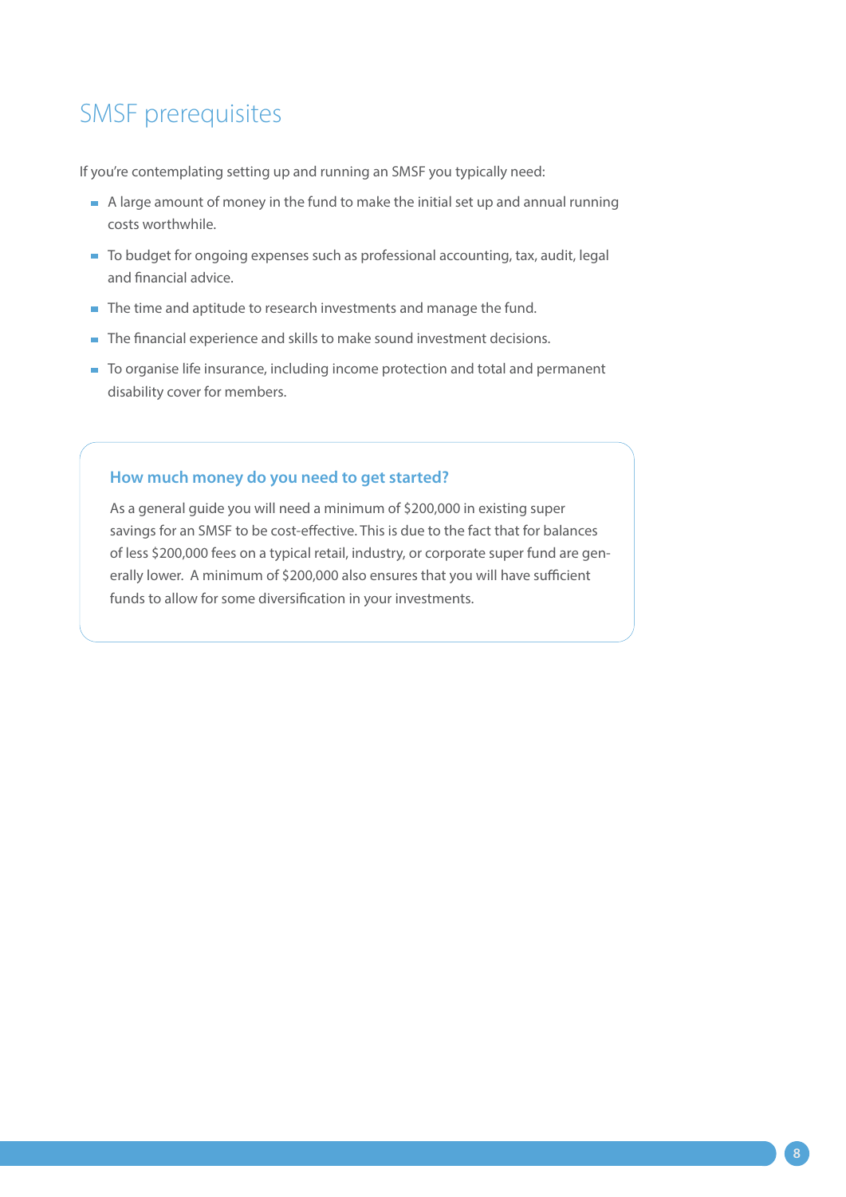# SMSF prerequisites

If you're contemplating setting up and running an SMSF you typically need:

- A large amount of money in the fund to make the initial set up and annual running costs worthwhile.
- To budget for ongoing expenses such as professional accounting, tax, audit, legal and financial advice.
- The time and aptitude to research investments and manage the fund.
- The financial experience and skills to make sound investment decisions.
- To organise life insurance, including income protection and total and permanent disability cover for members.

### How much money do you need to get started?

As a general guide you will need a minimum of $200,000 in existing super savings for an SMSF to be cost-effective. This is due to the fact that for balances of less $200,000 fees on a typical retail, industry, or corporate super fund are generally lower. A minimum of $200,000 also ensures that you will have sufficient funds to allow for some diversification in your investments.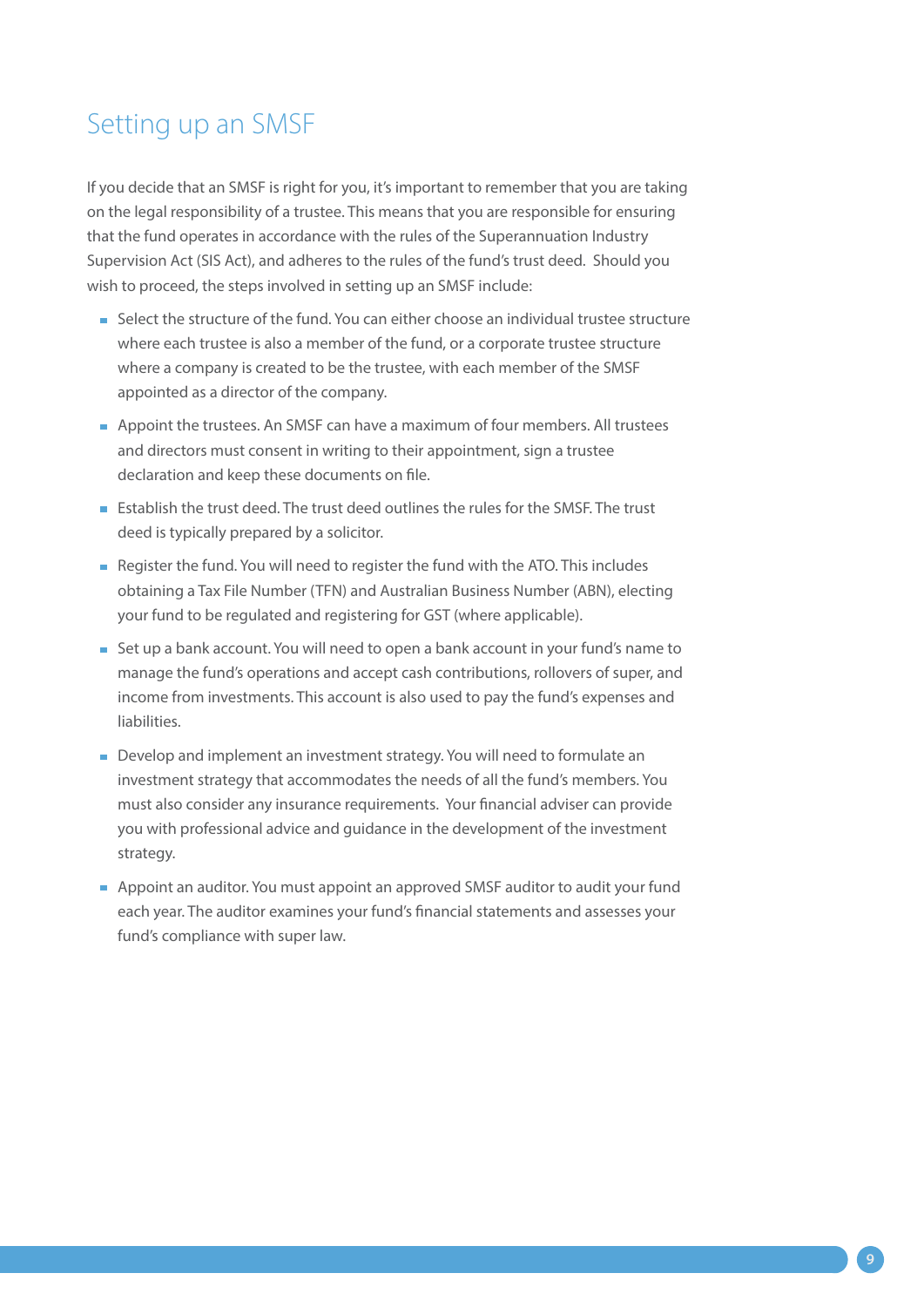# Setting up an SMSF

If you decide that an SMSF is right for you, it's important to remember that you are taking on the legal responsibility of a trustee. This means that you are responsible for ensuring that the fund operates in accordance with the rules of the Superannuation Industry Supervision Act (SIS Act), and adheres to the rules of the fund's trust deed. Should you wish to proceed, the steps involved in setting up an SMSF include:

- Select the structure of the fund. You can either choose an individual trustee structure where each trustee is also a member of the fund, or a corporate trustee structure where a company is created to be the trustee, with each member of the SMSF appointed as a director of the company.
- Appoint the trustees. An SMSF can have a maximum of four members. All trustees and directors must consent in writing to their appointment, sign a trustee declaration and keep these documents on file.
- Establish the trust deed. The trust deed outlines the rules for the SMSF. The trust deed is typically prepared by a solicitor.
- Register the fund. You will need to register the fund with the ATO. This includes obtaining a Tax File Number (TFN) and Australian Business Number (ABN), electing your fund to be regulated and registering for GST (where applicable).
- Set up a bank account. You will need to open a bank account in your fund's name to manage the fund's operations and accept cash contributions, rollovers of super, and income from investments. This account is also used to pay the fund's expenses and liabilities.
- Develop and implement an investment strategy. You will need to formulate an investment strategy that accommodates the needs of all the fund's members. You must also consider any insurance requirements. Your financial adviser can provide you with professional advice and guidance in the development of the investment strategy.
- Appoint an auditor. You must appoint an approved SMSF auditor to audit your fund each year. The auditor examines your fund's financial statements and assesses your fund's compliance with super law.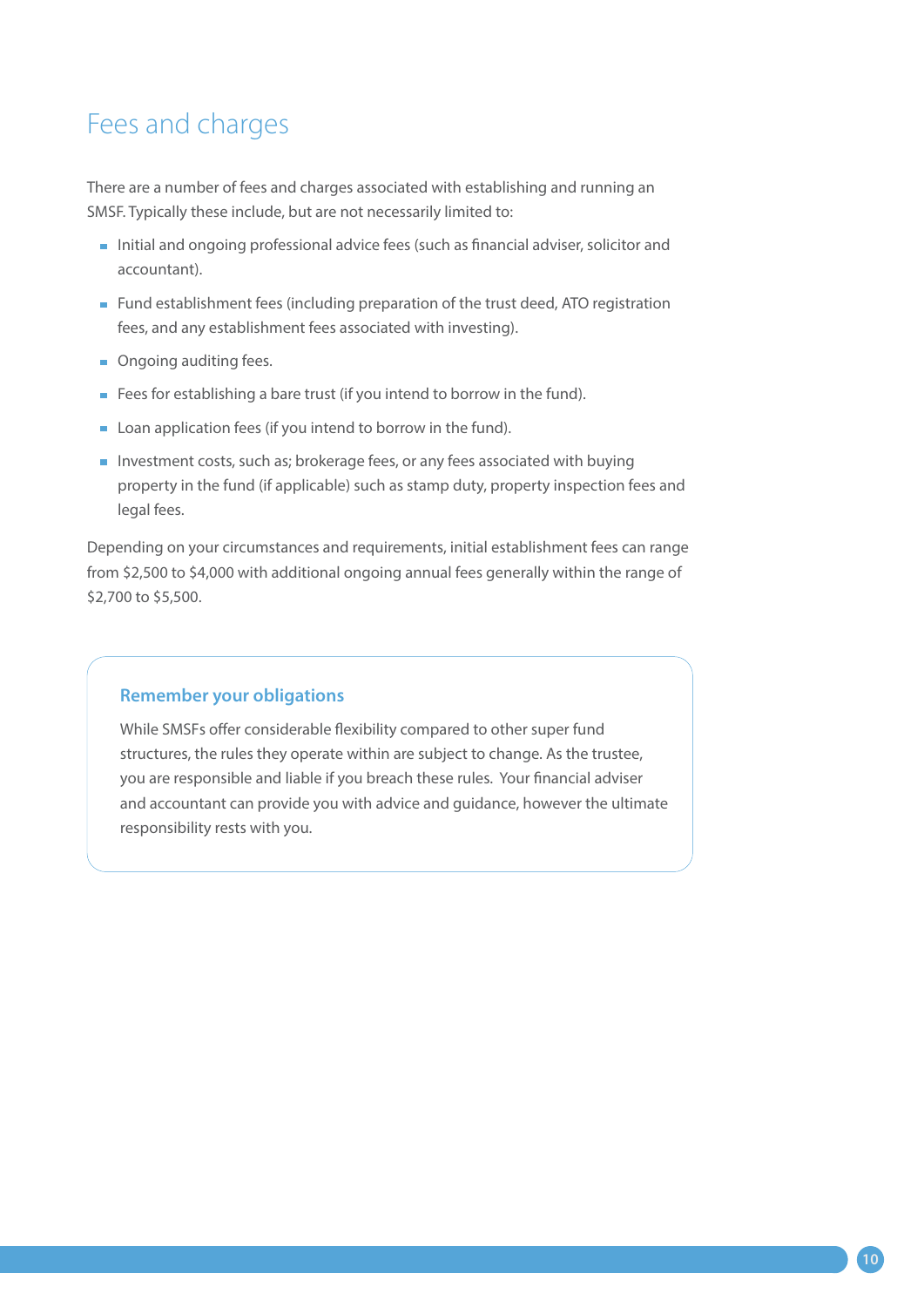# Fees and charges

There are a number of fees and charges associated with establishing and running an SMSF. Typically these include, but are not necessarily limited to:

- Initial and ongoing professional advice fees (such as financial adviser, solicitor and accountant).
- Fund establishment fees (including preparation of the trust deed, ATO registration fees, and any establishment fees associated with investing).
- Ongoing auditing fees.
- Fees for establishing a bare trust (if you intend to borrow in the fund).
- Loan application fees (if you intend to borrow in the fund).
- Investment costs, such as; brokerage fees, or any fees associated with buying property in the fund (if applicable) such as stamp duty, property inspection fees and legal fees.

Depending on your circumstances and requirements, initial establishment fees can range from $2,500 to $4,000 with additional ongoing annual fees generally within the range of $2,700 to $5,500.

### Remember your obligations

While SMSFs offer considerable flexibility compared to other super fund structures, the rules they operate within are subject to change. As the trustee, you are responsible and liable if you breach these rules. Your financial adviser and accountant can provide you with advice and guidance, however the ultimate responsibility rests with you.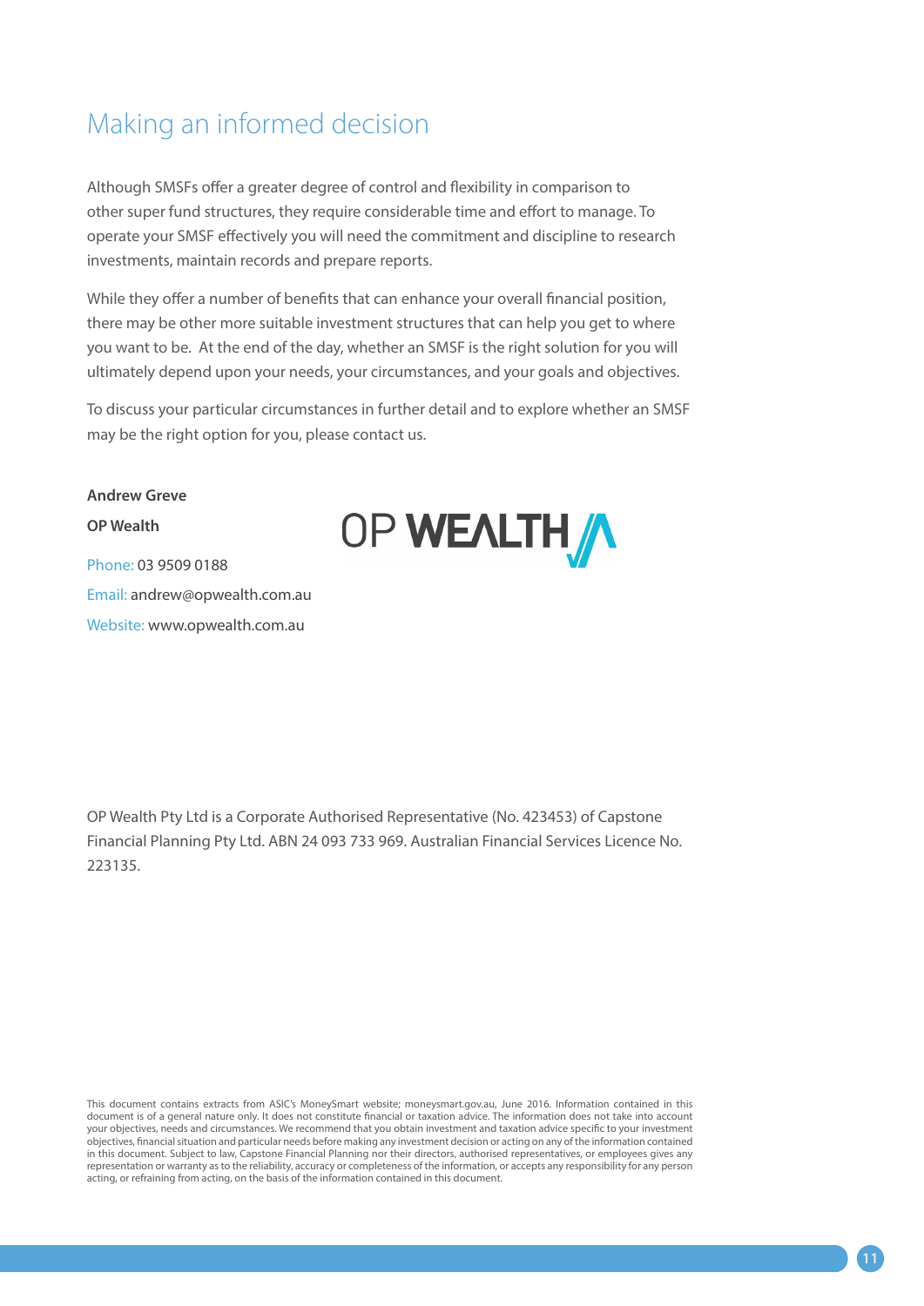# Making an informed decision

Although SMSFs offer a greater degree of control and flexibility in comparison to other super fund structures, they require considerable time and effort to manage. To operate your SMSF effectively you will need the commitment and discipline to research investments, maintain records and prepare reports.

While they offer a number of benefits that can enhance your overall financial position, there may be other more suitable investment structures that can help you get to where you want to be. At the end of the day, whether an SMSF is the right solution for you will ultimately depend upon your needs, your circumstances, and your goals and objectives.

To discuss your particular circumstances in further detail and to explore whether an SMSF may be the right option for you, please contact us.

**Andrew Greve**

**OP Wealth**

OP WEALTH

Phone: 03 9509 0188

Email: andrew@opwealth.com.au

Website: www.opwealth.com.au

OP Wealth Pty Ltd is a Corporate Authorised Representative (No. 423453) of Capstone Financial Planning Pty Ltd. ABN 24 093 733 969. Australian Financial Services Licence No. 223135.

This document contains extracts from ASIC's MoneySmart website; moneysmart.gov.au, June 2016. Information contained in this document is of a general nature only. It does not constitute financial or taxation advice. The information does not take into account your objectives, needs and circumstances. We recommend that you obtain investment and taxation advice specific to your investment objectives, financial situation and particular needs before making any investment decision or acting on any of the information contained in this document. Subject to law, Capstone Financial Planning nor their directors, authorised representatives, or employees gives any representation or warranty as to the reliability, accuracy or completeness of the information, or accepts any responsibility for any person acting, or refraining from acting, on the basis of the information contained in this document.